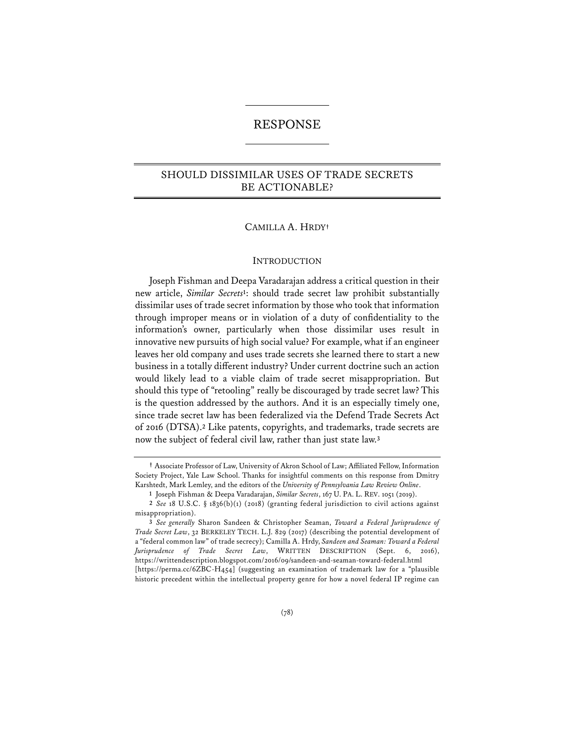# RESPONSE

## SHOULD DISSIMILAR USES OF TRADE SECRETS BE ACTIONABLE?

CAMILLA A. HRDY†

### INTRODUCTION

Joseph Fishman and Deepa Varadarajan address a critical question in their new article, *Similar Secrets*[1]: should trade secret law prohibit substantially dissimilar uses of trade secret information by those who took that information through improper means or in violation of a duty of confidentiality to the information's owner, particularly when those dissimilar uses result in innovative new pursuits of high social value? For example, what if an engineer leaves her old company and uses trade secrets she learned there to start a new business in a totally different industry? Under current doctrine such an action would likely lead to a viable claim of trade secret misappropriation. But should this type of "retooling" really be discouraged by trade secret law? This is the question addressed by the authors. And it is an especially timely one, since trade secret law has been federalized via the Defend Trade Secrets Act of 2016 (DTSA).[2] Like patents, copyrights, and trademarks, trade secrets are now the subject of federal civil law, rather than just state law.[3]

---

† Associate Professor of Law, University of Akron School of Law; Affiliated Fellow, Information Society Project, Yale Law School. Thanks for insightful comments on this response from Dmitry Karshtedt, Mark Lemley, and the editors of the *University of Pennsylvania Law Review Online*.

1 Joseph Fishman & Deepa Varadarajan, *Similar Secrets*, 167 U. PA. L. REV. 1051 (2019).

2 *See* 18 U.S.C. § 1836(b)(1) (2018) (granting federal jurisdiction to civil actions against misappropriation).

3 *See generally* Sharon Sandeen & Christopher Seaman, *Toward a Federal Jurisprudence of Trade Secret Law*, 32 BERKELEY TECH. L.J. 829 (2017) (describing the potential development of a "federal common law" of trade secrecy); Camilla A. Hrdy, *Sandeen and Seaman: Toward a Federal Jurisprudence of Trade Secret Law*, WRITTEN DESCRIPTION (Sept. 6, 2016), https://writtendescription.blogspot.com/2016/09/sandeen-and-seaman-toward-federal.html [https://perma.cc/6ZBC-H454] (suggesting an examination of trademark law for a "plausible historic precedent within the intellectual property genre for how a novel federal IP regime can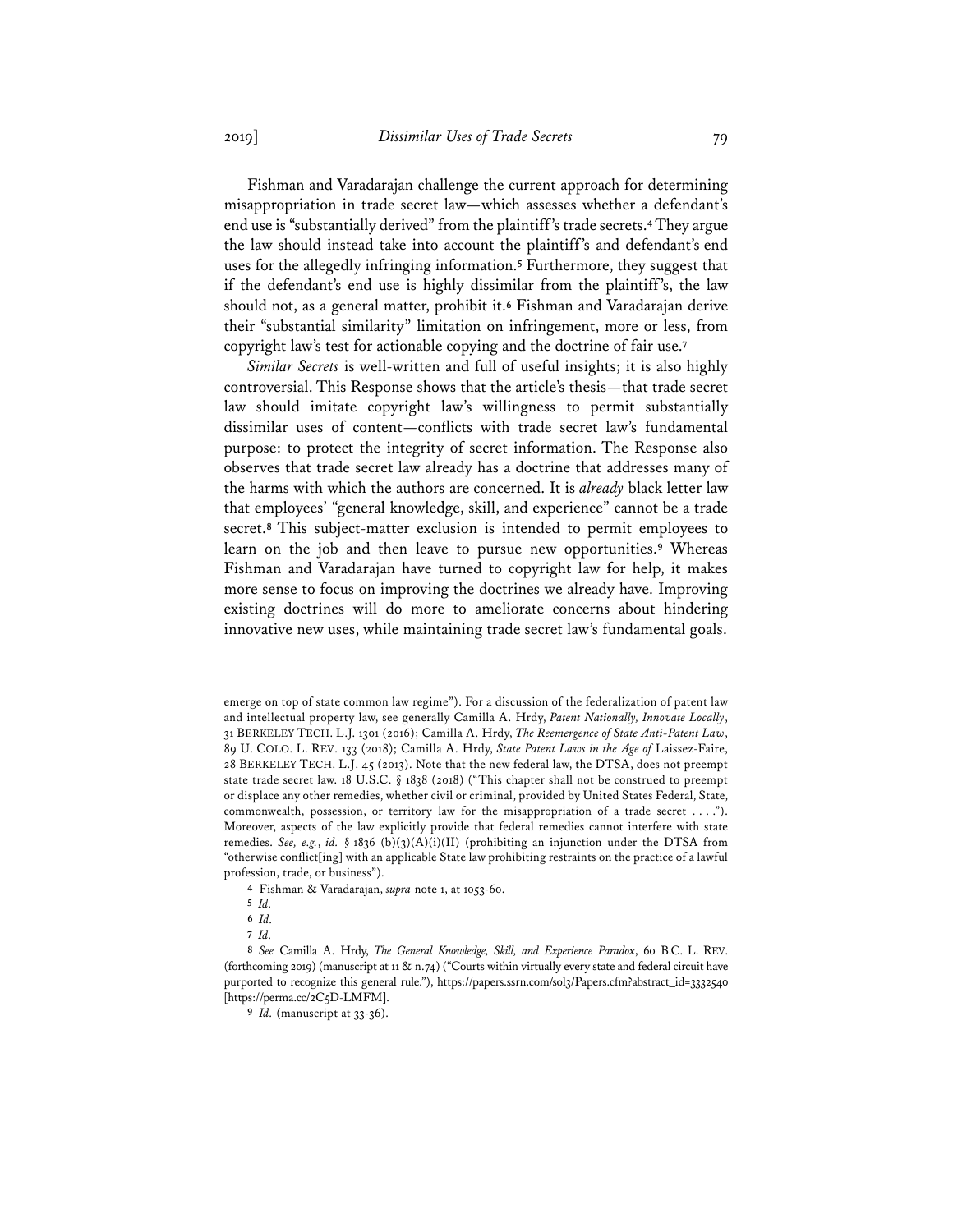Fishman and Varadarajan challenge the current approach for determining misappropriation in trade secret law—which assesses whether a defendant's end use is "substantially derived" from the plaintiff's trade secrets.[4] They argue the law should instead take into account the plaintiff's and defendant's end uses for the allegedly infringing information.[5] Furthermore, they suggest that if the defendant's end use is highly dissimilar from the plaintiff's, the law should not, as a general matter, prohibit it.[6] Fishman and Varadarajan derive their "substantial similarity" limitation on infringement, more or less, from copyright law's test for actionable copying and the doctrine of fair use.[7]

*Similar Secrets* is well-written and full of useful insights; it is also highly controversial. This Response shows that the article's thesis—that trade secret law should imitate copyright law's willingness to permit substantially dissimilar uses of content—conflicts with trade secret law's fundamental purpose: to protect the integrity of secret information. The Response also observes that trade secret law already has a doctrine that addresses many of the harms with which the authors are concerned. It is *already* black letter law that employees' "general knowledge, skill, and experience" cannot be a trade secret.[8] This subject-matter exclusion is intended to permit employees to learn on the job and then leave to pursue new opportunities.[9] Whereas Fishman and Varadarajan have turned to copyright law for help, it makes more sense to focus on improving the doctrines we already have. Improving existing doctrines will do more to ameliorate concerns about hindering innovative new uses, while maintaining trade secret law's fundamental goals.

---

emerge on top of state common law regime"). For a discussion of the federalization of patent law and intellectual property law, see generally Camilla A. Hrdy, *Patent Nationally, Innovate Locally*, 31 BERKELEY TECH. L.J. 1301 (2016); Camilla A. Hrdy, *The Reemergence of State Anti-Patent Law*, 89 U. COLO. L. REV. 133 (2018); Camilla A. Hrdy, *State Patent Laws in the Age of* Laissez-Faire, 28 BERKELEY TECH. L.J. 45 (2013). Note that the new federal law, the DTSA, does not preempt state trade secret law. 18 U.S.C. § 1838 (2018) ("This chapter shall not be construed to preempt or displace any other remedies, whether civil or criminal, provided by United States Federal, State, commonwealth, possession, or territory law for the misappropriation of a trade secret . . . ."). Moreover, aspects of the law explicitly provide that federal remedies cannot interfere with state remedies. *See, e.g.*, *id.* § 1836 (b)(3)(A)(i)(II) (prohibiting an injunction under the DTSA from "otherwise conflict[ing] with an applicable State law prohibiting restraints on the practice of a lawful profession, trade, or business").

4 Fishman & Varadarajan, *supra* note 1, at 1053-60.

5 *Id.*

6 *Id.*

7 *Id.*

8 *See* Camilla A. Hrdy, *The General Knowledge, Skill, and Experience Paradox*, 60 B.C. L. REV. (forthcoming 2019) (manuscript at 11 & n.74) ("Courts within virtually every state and federal circuit have purported to recognize this general rule."), https://papers.ssrn.com/sol3/Papers.cfm?abstract_id=3332540 [https://perma.cc/2C5D-LMFM].

9 *Id.* (manuscript at 33-36).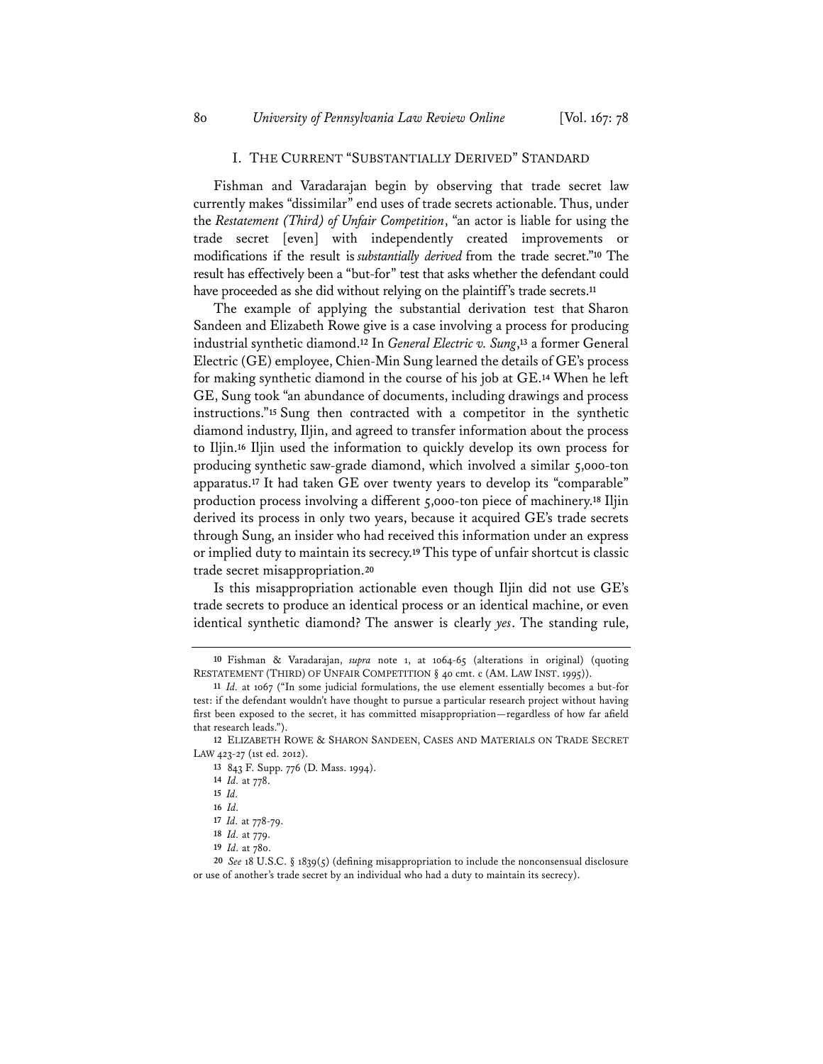## I. THE CURRENT "SUBSTANTIALLY DERIVED" STANDARD

Fishman and Varadarajan begin by observing that trade secret law currently makes "dissimilar" end uses of trade secrets actionable. Thus, under the *Restatement (Third) of Unfair Competition*, "an actor is liable for using the trade secret [even] with independently created improvements or modifications if the result is *substantially derived* from the trade secret."[10] The result has effectively been a "but-for" test that asks whether the defendant could have proceeded as she did without relying on the plaintiff's trade secrets.[11]

The example of applying the substantial derivation test that Sharon Sandeen and Elizabeth Rowe give is a case involving a process for producing industrial synthetic diamond.[12] In *General Electric v. Sung*,[13] a former General Electric (GE) employee, Chien-Min Sung learned the details of GE's process for making synthetic diamond in the course of his job at GE.[14] When he left GE, Sung took "an abundance of documents, including drawings and process instructions."[15] Sung then contracted with a competitor in the synthetic diamond industry, Iljin, and agreed to transfer information about the process to Iljin.[16] Iljin used the information to quickly develop its own process for producing synthetic saw-grade diamond, which involved a similar 5,000-ton apparatus.[17] It had taken GE over twenty years to develop its "comparable" production process involving a different 5,000-ton piece of machinery.[18] Iljin derived its process in only two years, because it acquired GE's trade secrets through Sung, an insider who had received this information under an express or implied duty to maintain its secrecy.[19] This type of unfair shortcut is classic trade secret misappropriation.[20]

Is this misappropriation actionable even though Iljin did not use GE's trade secrets to produce an identical process or an identical machine, or even identical synthetic diamond? The answer is clearly *yes*. The standing rule,

---

10 Fishman & Varadarajan, *supra* note 1, at 1064-65 (alterations in original) (quoting RESTATEMENT (THIRD) OF UNFAIR COMPETITION § 40 cmt. c (AM. LAW INST. 1995)).

11 *Id.* at 1067 ("In some judicial formulations, the use element essentially becomes a but-for test: if the defendant wouldn't have thought to pursue a particular research project without having first been exposed to the secret, it has committed misappropriation—regardless of how far afield that research leads.").

12 ELIZABETH ROWE & SHARON SANDEEN, CASES AND MATERIALS ON TRADE SECRET LAW 423-27 (1st ed. 2012).

13 843 F. Supp. 776 (D. Mass. 1994).

14 *Id.* at 778.

15 *Id.*

16 *Id.*

17 *Id.* at 778-79.

18 *Id.* at 779.

19 *Id.* at 780.

20 *See* 18 U.S.C. § 1839(5) (defining misappropriation to include the nonconsensual disclosure or use of another's trade secret by an individual who had a duty to maintain its secrecy).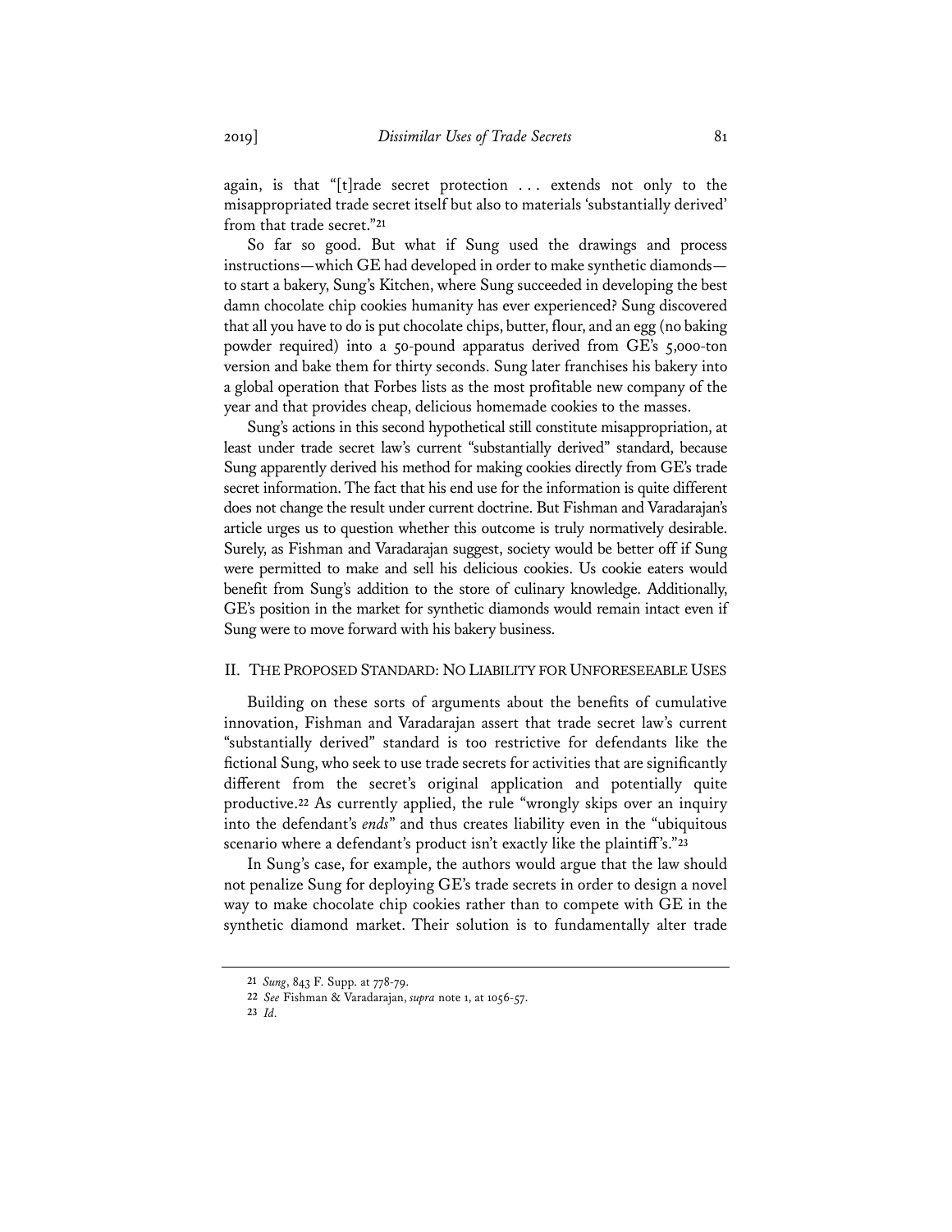again, is that "[t]rade secret protection . . . extends not only to the misappropriated trade secret itself but also to materials 'substantially derived' from that trade secret."[21]

So far so good. But what if Sung used the drawings and process instructions—which GE had developed in order to make synthetic diamonds—to start a bakery, Sung's Kitchen, where Sung succeeded in developing the best damn chocolate chip cookies humanity has ever experienced? Sung discovered that all you have to do is put chocolate chips, butter, flour, and an egg (no baking powder required) into a 50-pound apparatus derived from GE's 5,000-ton version and bake them for thirty seconds. Sung later franchises his bakery into a global operation that Forbes lists as the most profitable new company of the year and that provides cheap, delicious homemade cookies to the masses.

Sung's actions in this second hypothetical still constitute misappropriation, at least under trade secret law's current "substantially derived" standard, because Sung apparently derived his method for making cookies directly from GE's trade secret information. The fact that his end use for the information is quite different does not change the result under current doctrine. But Fishman and Varadarajan's article urges us to question whether this outcome is truly normatively desirable. Surely, as Fishman and Varadarajan suggest, society would be better off if Sung were permitted to make and sell his delicious cookies. Us cookie eaters would benefit from Sung's addition to the store of culinary knowledge. Additionally, GE's position in the market for synthetic diamonds would remain intact even if Sung were to move forward with his bakery business.

## II. The Proposed Standard: No Liability for Unforeseeable Uses

Building on these sorts of arguments about the benefits of cumulative innovation, Fishman and Varadarajan assert that trade secret law's current "substantially derived" standard is too restrictive for defendants like the fictional Sung, who seek to use trade secrets for activities that are significantly different from the secret's original application and potentially quite productive.[22] As currently applied, the rule "wrongly skips over an inquiry into the defendant's *ends*" and thus creates liability even in the "ubiquitous scenario where a defendant's product isn't exactly like the plaintiff's."[23]

In Sung's case, for example, the authors would argue that the law should not penalize Sung for deploying GE's trade secrets in order to design a novel way to make chocolate chip cookies rather than to compete with GE in the synthetic diamond market. Their solution is to fundamentally alter trade

---

21 *Sung*, 843 F. Supp. at 778-79.

22 *See* Fishman & Varadarajan, *supra* note 1, at 1056-57.

23 *Id.*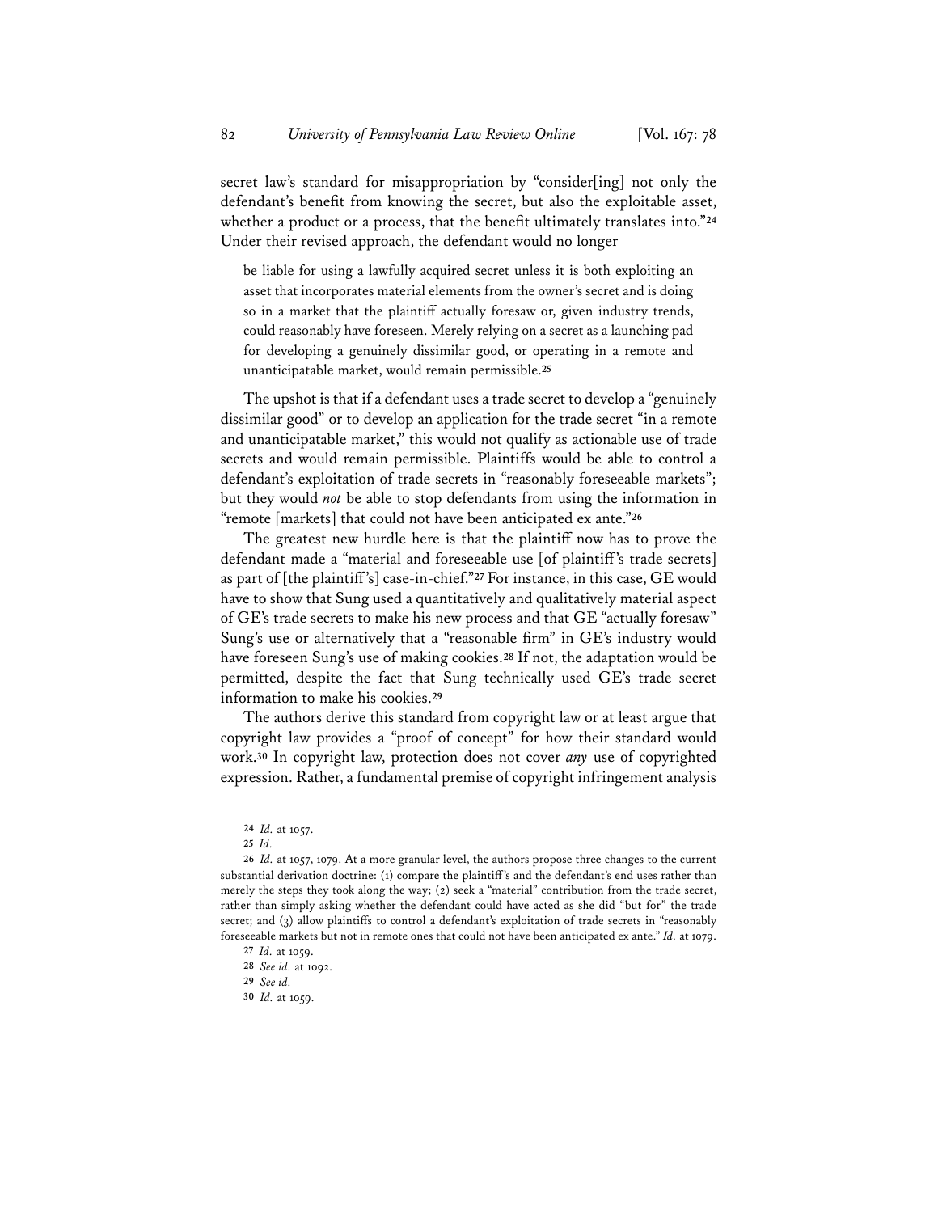secret law's standard for misappropriation by "consider[ing] not only the defendant's benefit from knowing the secret, but also the exploitable asset, whether a product or a process, that the benefit ultimately translates into."[24] Under their revised approach, the defendant would no longer

> be liable for using a lawfully acquired secret unless it is both exploiting an asset that incorporates material elements from the owner's secret and is doing so in a market that the plaintiff actually foresaw or, given industry trends, could reasonably have foreseen. Merely relying on a secret as a launching pad for developing a genuinely dissimilar good, or operating in a remote and unanticipatable market, would remain permissible.[25]

The upshot is that if a defendant uses a trade secret to develop a "genuinely dissimilar good" or to develop an application for the trade secret "in a remote and unanticipatable market," this would not qualify as actionable use of trade secrets and would remain permissible. Plaintiffs would be able to control a defendant's exploitation of trade secrets in "reasonably foreseeable markets"; but they would *not* be able to stop defendants from using the information in "remote [markets] that could not have been anticipated ex ante."[26]

The greatest new hurdle here is that the plaintiff now has to prove the defendant made a "material and foreseeable use [of plaintiff's trade secrets] as part of [the plaintiff's] case-in-chief."[27] For instance, in this case, GE would have to show that Sung used a quantitatively and qualitatively material aspect of GE's trade secrets to make his new process and that GE "actually foresaw" Sung's use or alternatively that a "reasonable firm" in GE's industry would have foreseen Sung's use of making cookies.[28] If not, the adaptation would be permitted, despite the fact that Sung technically used GE's trade secret information to make his cookies.[29]

The authors derive this standard from copyright law or at least argue that copyright law provides a "proof of concept" for how their standard would work.[30] In copyright law, protection does not cover *any* use of copyrighted expression. Rather, a fundamental premise of copyright infringement analysis

---

24 *Id.* at 1057.

25 *Id.*

26 *Id.* at 1057, 1079. At a more granular level, the authors propose three changes to the current substantial derivation doctrine: (1) compare the plaintiff's and the defendant's end uses rather than merely the steps they took along the way; (2) seek a "material" contribution from the trade secret, rather than simply asking whether the defendant could have acted as she did "but for" the trade secret; and (3) allow plaintiffs to control a defendant's exploitation of trade secrets in "reasonably foreseeable markets but not in remote ones that could not have been anticipated ex ante." *Id.* at 1079.

27 *Id.* at 1059.

28 *See id.* at 1092.

29 *See id.*

30 *Id.* at 1059.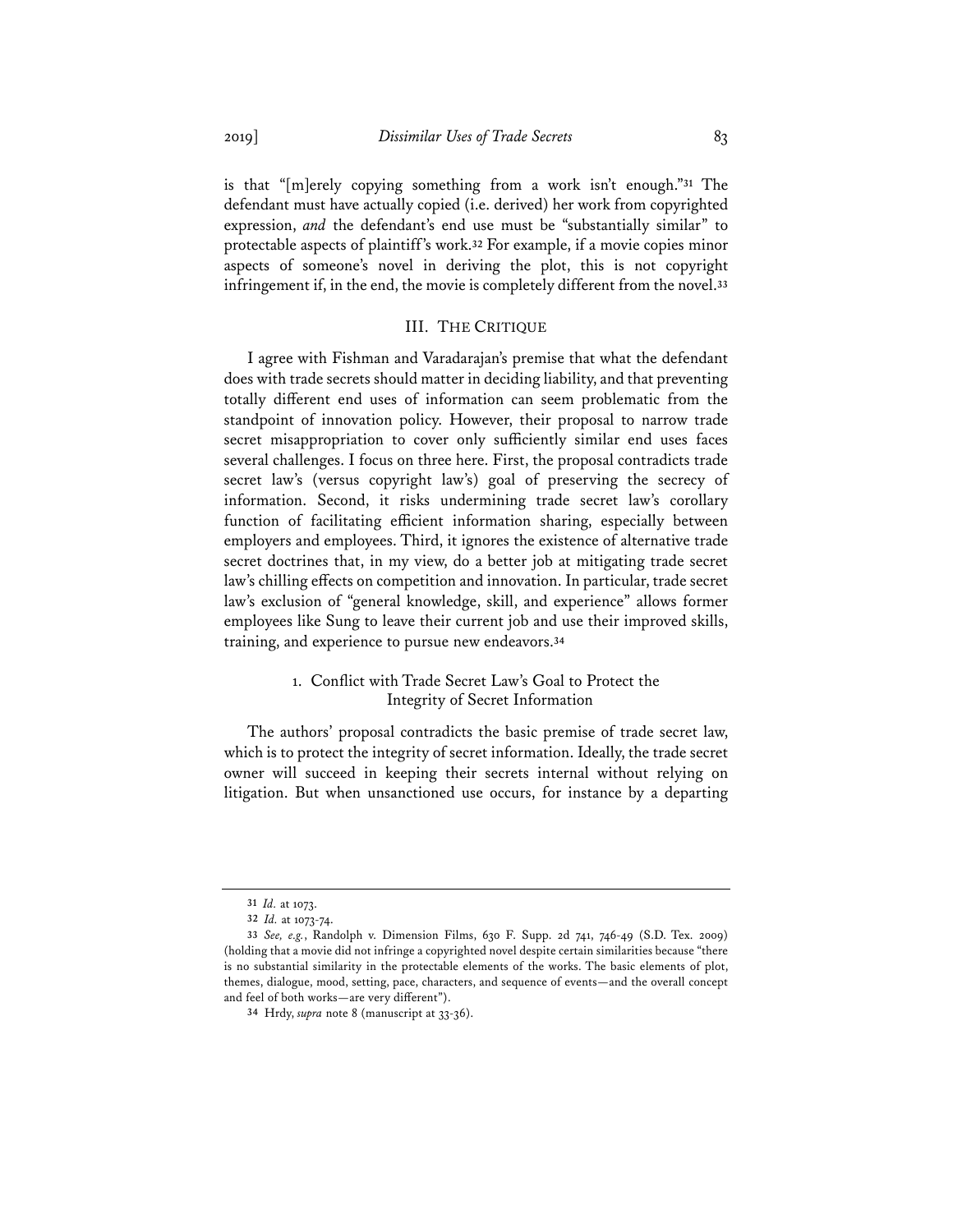is that "[m]erely copying something from a work isn't enough."[31] The defendant must have actually copied (i.e. derived) her work from copyrighted expression, *and* the defendant's end use must be "substantially similar" to protectable aspects of plaintiff's work.[32] For example, if a movie copies minor aspects of someone's novel in deriving the plot, this is not copyright infringement if, in the end, the movie is completely different from the novel.[33]

## III. The Critique

I agree with Fishman and Varadarajan's premise that what the defendant does with trade secrets should matter in deciding liability, and that preventing totally different end uses of information can seem problematic from the standpoint of innovation policy. However, their proposal to narrow trade secret misappropriation to cover only sufficiently similar end uses faces several challenges. I focus on three here. First, the proposal contradicts trade secret law's (versus copyright law's) goal of preserving the secrecy of information. Second, it risks undermining trade secret law's corollary function of facilitating efficient information sharing, especially between employers and employees. Third, it ignores the existence of alternative trade secret doctrines that, in my view, do a better job at mitigating trade secret law's chilling effects on competition and innovation. In particular, trade secret law's exclusion of "general knowledge, skill, and experience" allows former employees like Sung to leave their current job and use their improved skills, training, and experience to pursue new endeavors.[34]

### 1. Conflict with Trade Secret Law's Goal to Protect the Integrity of Secret Information

The authors' proposal contradicts the basic premise of trade secret law, which is to protect the integrity of secret information. Ideally, the trade secret owner will succeed in keeping their secrets internal without relying on litigation. But when unsanctioned use occurs, for instance by a departing

---

31 *Id.* at 1073.

32 *Id.* at 1073-74.

33 *See, e.g.*, Randolph v. Dimension Films, 630 F. Supp. 2d 741, 746-49 (S.D. Tex. 2009) (holding that a movie did not infringe a copyrighted novel despite certain similarities because "there is no substantial similarity in the protectable elements of the works. The basic elements of plot, themes, dialogue, mood, setting, pace, characters, and sequence of events—and the overall concept and feel of both works—are very different").

34 Hrdy, *supra* note 8 (manuscript at 33-36).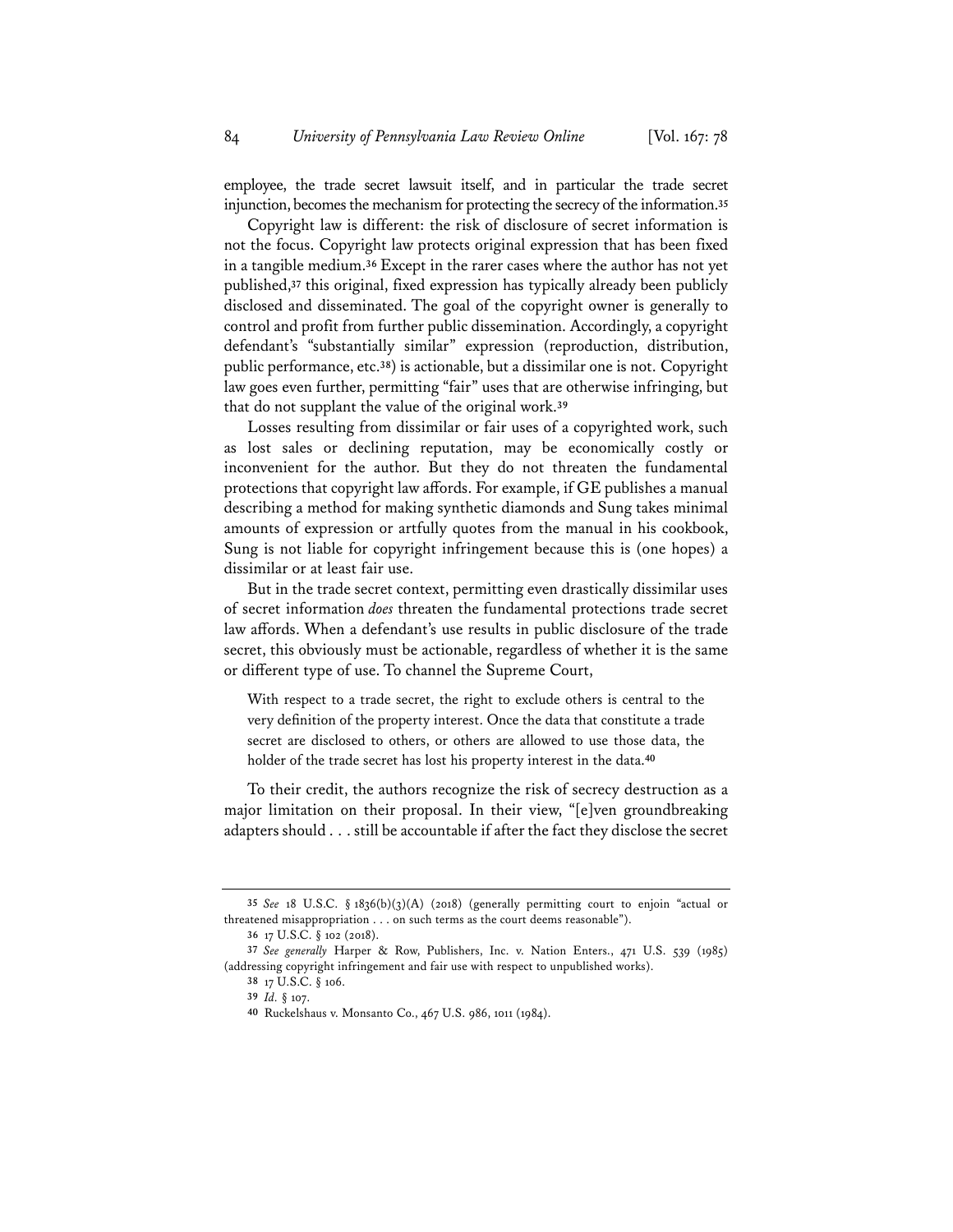employee, the trade secret lawsuit itself, and in particular the trade secret injunction, becomes the mechanism for protecting the secrecy of the information.[35]

Copyright law is different: the risk of disclosure of secret information is not the focus. Copyright law protects original expression that has been fixed in a tangible medium.[36] Except in the rarer cases where the author has not yet published,[37] this original, fixed expression has typically already been publicly disclosed and disseminated. The goal of the copyright owner is generally to control and profit from further public dissemination. Accordingly, a copyright defendant's "substantially similar" expression (reproduction, distribution, public performance, etc.[38]) is actionable, but a dissimilar one is not. Copyright law goes even further, permitting "fair" uses that are otherwise infringing, but that do not supplant the value of the original work.[39]

Losses resulting from dissimilar or fair uses of a copyrighted work, such as lost sales or declining reputation, may be economically costly or inconvenient for the author. But they do not threaten the fundamental protections that copyright law affords. For example, if GE publishes a manual describing a method for making synthetic diamonds and Sung takes minimal amounts of expression or artfully quotes from the manual in his cookbook, Sung is not liable for copyright infringement because this is (one hopes) a dissimilar or at least fair use.

But in the trade secret context, permitting even drastically dissimilar uses of secret information *does* threaten the fundamental protections trade secret law affords. When a defendant's use results in public disclosure of the trade secret, this obviously must be actionable, regardless of whether it is the same or different type of use. To channel the Supreme Court,

> With respect to a trade secret, the right to exclude others is central to the very definition of the property interest. Once the data that constitute a trade secret are disclosed to others, or others are allowed to use those data, the holder of the trade secret has lost his property interest in the data.[40]

To their credit, the authors recognize the risk of secrecy destruction as a major limitation on their proposal. In their view, "[e]ven groundbreaking adapters should . . . still be accountable if after the fact they disclose the secret

---

35 *See* 18 U.S.C. § 1836(b)(3)(A) (2018) (generally permitting court to enjoin "actual or threatened misappropriation . . . on such terms as the court deems reasonable").

36 17 U.S.C. § 102 (2018).

37 *See generally* Harper & Row, Publishers, Inc. v. Nation Enters., 471 U.S. 539 (1985) (addressing copyright infringement and fair use with respect to unpublished works).

38 17 U.S.C. § 106.

39 *Id.* § 107.

40 Ruckelshaus v. Monsanto Co., 467 U.S. 986, 1011 (1984).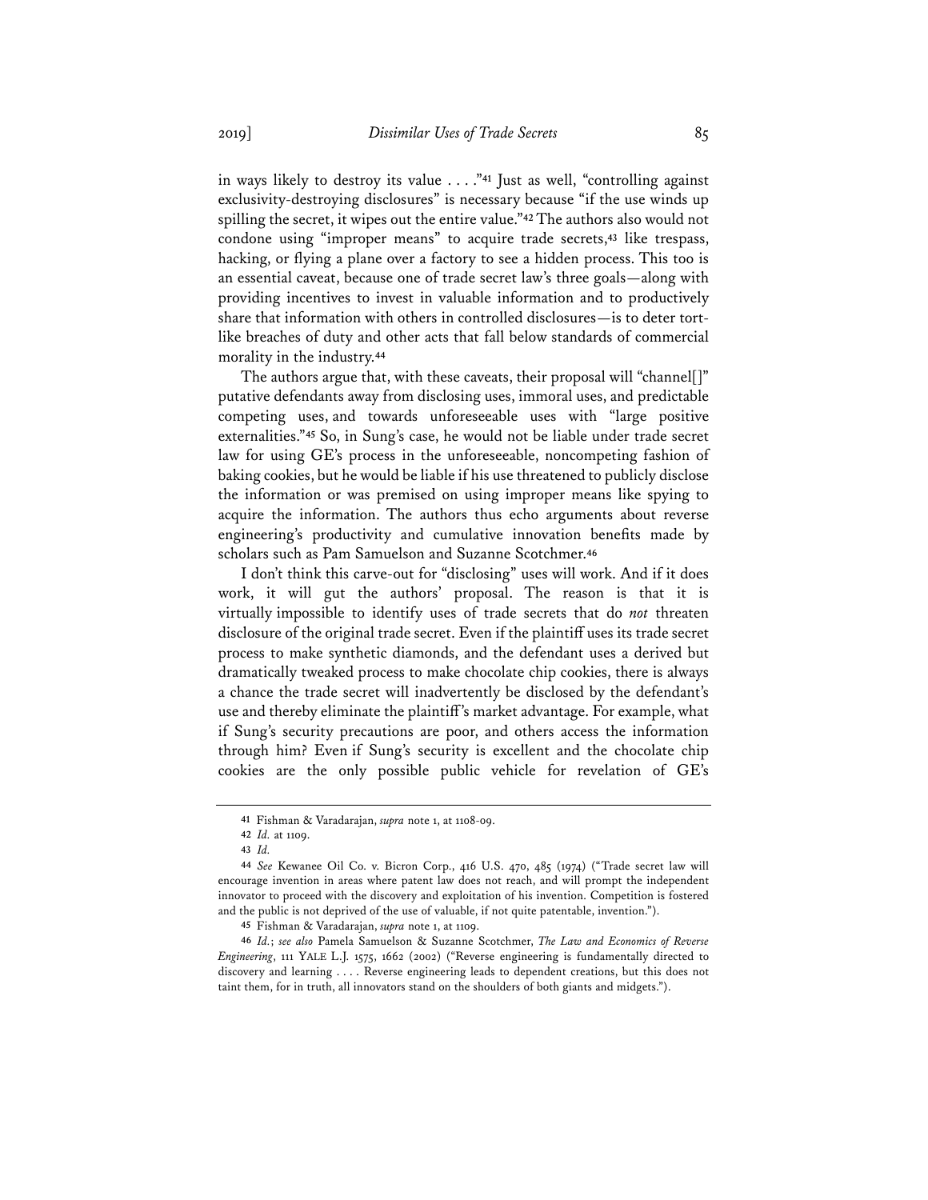in ways likely to destroy its value . . . ."[41] Just as well, "controlling against exclusivity-destroying disclosures" is necessary because "if the use winds up spilling the secret, it wipes out the entire value."[42] The authors also would not condone using "improper means" to acquire trade secrets,[43] like trespass, hacking, or flying a plane over a factory to see a hidden process. This too is an essential caveat, because one of trade secret law's three goals—along with providing incentives to invest in valuable information and to productively share that information with others in controlled disclosures—is to deter tort-like breaches of duty and other acts that fall below standards of commercial morality in the industry.[44]

The authors argue that, with these caveats, their proposal will "channel[]" putative defendants away from disclosing uses, immoral uses, and predictable competing uses, and towards unforeseeable uses with "large positive externalities."[45] So, in Sung's case, he would not be liable under trade secret law for using GE's process in the unforeseeable, noncompeting fashion of baking cookies, but he would be liable if his use threatened to publicly disclose the information or was premised on using improper means like spying to acquire the information. The authors thus echo arguments about reverse engineering's productivity and cumulative innovation benefits made by scholars such as Pam Samuelson and Suzanne Scotchmer.[46]

I don't think this carve-out for "disclosing" uses will work. And if it does work, it will gut the authors' proposal. The reason is that it is virtually impossible to identify uses of trade secrets that do *not* threaten disclosure of the original trade secret. Even if the plaintiff uses its trade secret process to make synthetic diamonds, and the defendant uses a derived but dramatically tweaked process to make chocolate chip cookies, there is always a chance the trade secret will inadvertently be disclosed by the defendant's use and thereby eliminate the plaintiff's market advantage. For example, what if Sung's security precautions are poor, and others access the information through him? Even if Sung's security is excellent and the chocolate chip cookies are the only possible public vehicle for revelation of GE's

---

41 Fishman & Varadarajan, *supra* note 1, at 1108-09.

42 *Id.* at 1109.

43 *Id.*

44 *See* Kewanee Oil Co. v. Bicron Corp., 416 U.S. 470, 485 (1974) ("Trade secret law will encourage invention in areas where patent law does not reach, and will prompt the independent innovator to proceed with the discovery and exploitation of his invention. Competition is fostered and the public is not deprived of the use of valuable, if not quite patentable, invention.").

45 Fishman & Varadarajan, *supra* note 1, at 1109.

46 *Id.*; *see also* Pamela Samuelson & Suzanne Scotchmer, *The Law and Economics of Reverse Engineering*, 111 YALE L.J. 1575, 1662 (2002) ("Reverse engineering is fundamentally directed to discovery and learning . . . . Reverse engineering leads to dependent creations, but this does not taint them, for in truth, all innovators stand on the shoulders of both giants and midgets.").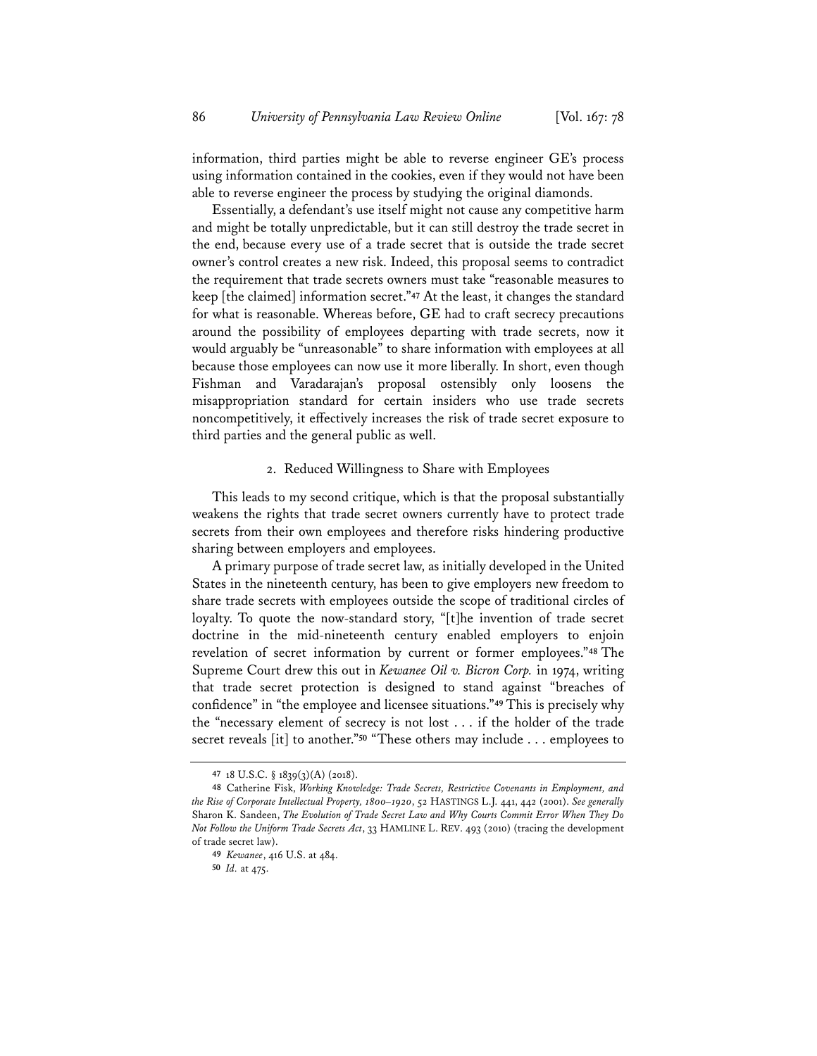information, third parties might be able to reverse engineer GE's process using information contained in the cookies, even if they would not have been able to reverse engineer the process by studying the original diamonds.

Essentially, a defendant's use itself might not cause any competitive harm and might be totally unpredictable, but it can still destroy the trade secret in the end, because every use of a trade secret that is outside the trade secret owner's control creates a new risk. Indeed, this proposal seems to contradict the requirement that trade secrets owners must take "reasonable measures to keep [the claimed] information secret."[47] At the least, it changes the standard for what is reasonable. Whereas before, GE had to craft secrecy precautions around the possibility of employees departing with trade secrets, now it would arguably be "unreasonable" to share information with employees at all because those employees can now use it more liberally. In short, even though Fishman and Varadarajan's proposal ostensibly only loosens the misappropriation standard for certain insiders who use trade secrets noncompetitively, it effectively increases the risk of trade secret exposure to third parties and the general public as well.

### 2. Reduced Willingness to Share with Employees

This leads to my second critique, which is that the proposal substantially weakens the rights that trade secret owners currently have to protect trade secrets from their own employees and therefore risks hindering productive sharing between employers and employees.

A primary purpose of trade secret law, as initially developed in the United States in the nineteenth century, has been to give employers new freedom to share trade secrets with employees outside the scope of traditional circles of loyalty. To quote the now-standard story, "[t]he invention of trade secret doctrine in the mid-nineteenth century enabled employers to enjoin revelation of secret information by current or former employees."[48] The Supreme Court drew this out in *Kewanee Oil v. Bicron Corp.* in 1974, writing that trade secret protection is designed to stand against "breaches of confidence" in "the employee and licensee situations."[49] This is precisely why the "necessary element of secrecy is not lost . . . if the holder of the trade secret reveals [it] to another."[50] "These others may include . . . employees to

---

47 18 U.S.C. § 1839(3)(A) (2018).

48 Catherine Fisk, *Working Knowledge: Trade Secrets, Restrictive Covenants in Employment, and the Rise of Corporate Intellectual Property, 1800–1920*, 52 HASTINGS L.J. 441, 442 (2001). *See generally* Sharon K. Sandeen, *The Evolution of Trade Secret Law and Why Courts Commit Error When They Do Not Follow the Uniform Trade Secrets Act*, 33 HAMLINE L. REV. 493 (2010) (tracing the development of trade secret law).

49 *Kewanee*, 416 U.S. at 484.

50 *Id.* at 475.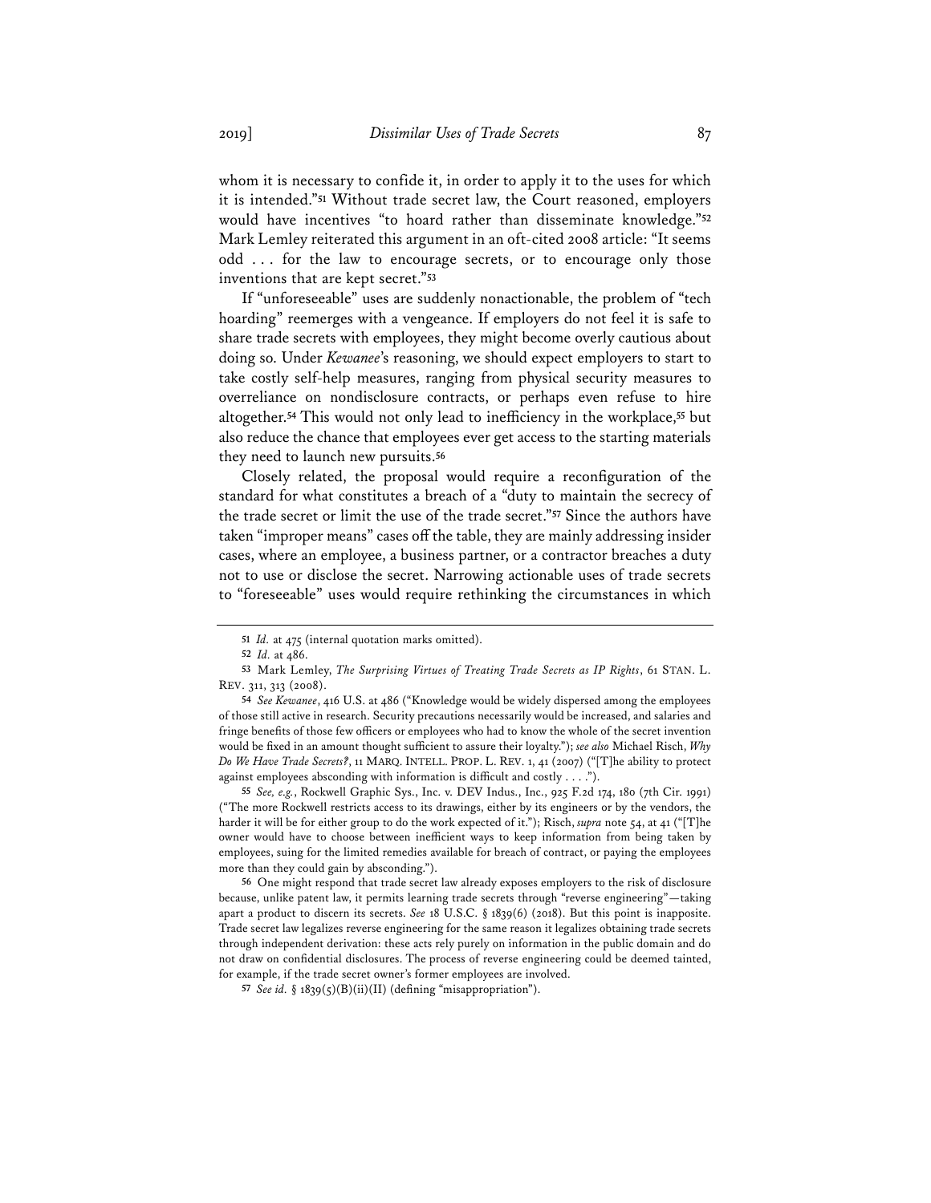whom it is necessary to confide it, in order to apply it to the uses for which it is intended."[51] Without trade secret law, the Court reasoned, employers would have incentives "to hoard rather than disseminate knowledge."[52] Mark Lemley reiterated this argument in an oft-cited 2008 article: "It seems odd . . . for the law to encourage secrets, or to encourage only those inventions that are kept secret."[53]

If "unforeseeable" uses are suddenly nonactionable, the problem of "tech hoarding" reemerges with a vengeance. If employers do not feel it is safe to share trade secrets with employees, they might become overly cautious about doing so. Under *Kewanee*'s reasoning, we should expect employers to start to take costly self-help measures, ranging from physical security measures to overreliance on nondisclosure contracts, or perhaps even refuse to hire altogether.[54] This would not only lead to inefficiency in the workplace,[55] but also reduce the chance that employees ever get access to the starting materials they need to launch new pursuits.[56]

Closely related, the proposal would require a reconfiguration of the standard for what constitutes a breach of a "duty to maintain the secrecy of the trade secret or limit the use of the trade secret."[57] Since the authors have taken "improper means" cases off the table, they are mainly addressing insider cases, where an employee, a business partner, or a contractor breaches a duty not to use or disclose the secret. Narrowing actionable uses of trade secrets to "foreseeable" uses would require rethinking the circumstances in which

---

51 *Id.* at 475 (internal quotation marks omitted).

52 *Id.* at 486.

53 Mark Lemley, *The Surprising Virtues of Treating Trade Secrets as IP Rights*, 61 STAN. L. REV. 311, 313 (2008).

54 *See Kewanee*, 416 U.S. at 486 ("Knowledge would be widely dispersed among the employees of those still active in research. Security precautions necessarily would be increased, and salaries and fringe benefits of those few officers or employees who had to know the whole of the secret invention would be fixed in an amount thought sufficient to assure their loyalty."); *see also* Michael Risch, *Why Do We Have Trade Secrets?*, 11 MARQ. INTELL. PROP. L. REV. 1, 41 (2007) ("[T]he ability to protect against employees absconding with information is difficult and costly . . . .").

55 *See, e.g.*, Rockwell Graphic Sys., Inc. v. DEV Indus., Inc., 925 F.2d 174, 180 (7th Cir. 1991) ("The more Rockwell restricts access to its drawings, either by its engineers or by the vendors, the harder it will be for either group to do the work expected of it."); Risch, *supra* note 54, at 41 ("[T]he owner would have to choose between inefficient ways to keep information from being taken by employees, suing for the limited remedies available for breach of contract, or paying the employees more than they could gain by absconding.").

56 One might respond that trade secret law already exposes employers to the risk of disclosure because, unlike patent law, it permits learning trade secrets through "reverse engineering"—taking apart a product to discern its secrets. *See* 18 U.S.C. § 1839(6) (2018). But this point is inapposite. Trade secret law legalizes reverse engineering for the same reason it legalizes obtaining trade secrets through independent derivation: these acts rely purely on information in the public domain and do not draw on confidential disclosures. The process of reverse engineering could be deemed tainted, for example, if the trade secret owner's former employees are involved.

57 *See id.* § 1839(5)(B)(ii)(II) (defining "misappropriation").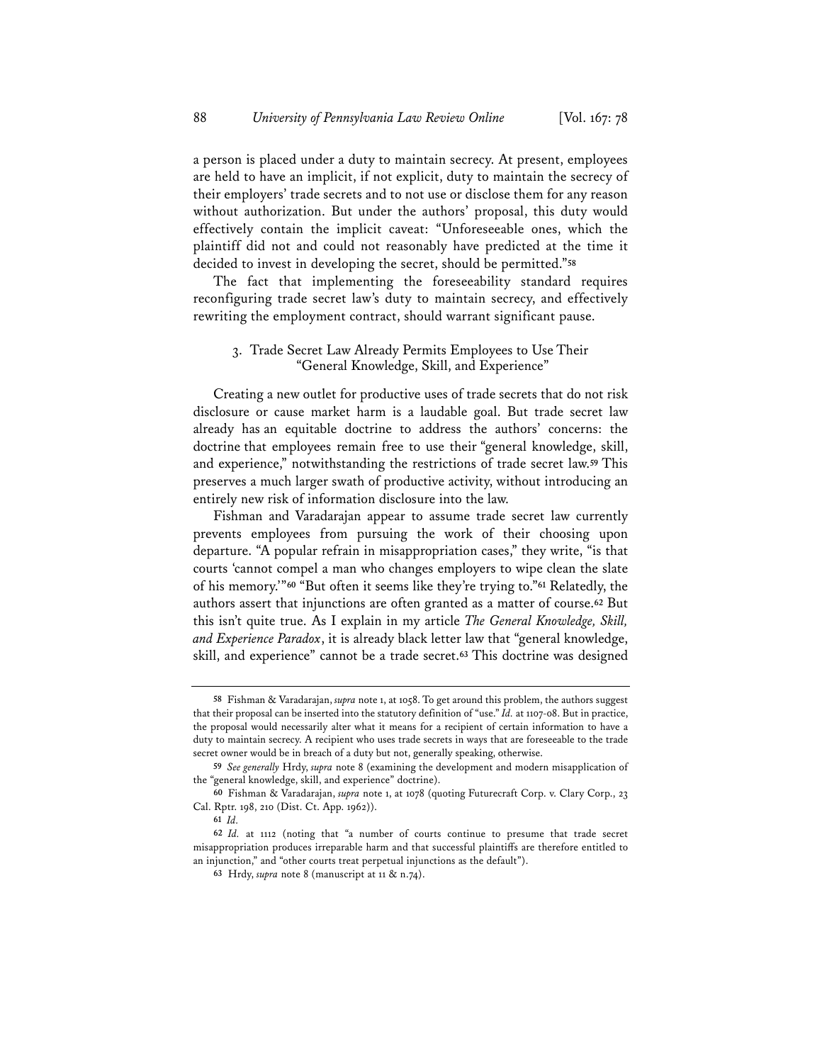a person is placed under a duty to maintain secrecy. At present, employees are held to have an implicit, if not explicit, duty to maintain the secrecy of their employers' trade secrets and to not use or disclose them for any reason without authorization. But under the authors' proposal, this duty would effectively contain the implicit caveat: "Unforeseeable ones, which the plaintiff did not and could not reasonably have predicted at the time it decided to invest in developing the secret, should be permitted."[58]

The fact that implementing the foreseeability standard requires reconfiguring trade secret law's duty to maintain secrecy, and effectively rewriting the employment contract, should warrant significant pause.

### 3. Trade Secret Law Already Permits Employees to Use Their "General Knowledge, Skill, and Experience"

Creating a new outlet for productive uses of trade secrets that do not risk disclosure or cause market harm is a laudable goal. But trade secret law already has an equitable doctrine to address the authors' concerns: the doctrine that employees remain free to use their "general knowledge, skill, and experience," notwithstanding the restrictions of trade secret law.[59] This preserves a much larger swath of productive activity, without introducing an entirely new risk of information disclosure into the law.

Fishman and Varadarajan appear to assume trade secret law currently prevents employees from pursuing the work of their choosing upon departure. "A popular refrain in misappropriation cases," they write, "is that courts 'cannot compel a man who changes employers to wipe clean the slate of his memory.'"[60] "But often it seems like they're trying to."[61] Relatedly, the authors assert that injunctions are often granted as a matter of course.[62] But this isn't quite true. As I explain in my article *The General Knowledge, Skill, and Experience Paradox*, it is already black letter law that "general knowledge, skill, and experience" cannot be a trade secret.[63] This doctrine was designed

---

[58] Fishman & Varadarajan, *supra* note 1, at 1058. To get around this problem, the authors suggest that their proposal can be inserted into the statutory definition of "use." *Id.* at 1107-08. But in practice, the proposal would necessarily alter what it means for a recipient of certain information to have a duty to maintain secrecy. A recipient who uses trade secrets in ways that are foreseeable to the trade secret owner would be in breach of a duty but not, generally speaking, otherwise.

[59] *See generally* Hrdy, *supra* note 8 (examining the development and modern misapplication of the "general knowledge, skill, and experience" doctrine).

[60] Fishman & Varadarajan, *supra* note 1, at 1078 (quoting Futurecraft Corp. v. Clary Corp., 23 Cal. Rptr. 198, 210 (Dist. Ct. App. 1962)).

[61] *Id.*

[62] *Id.* at 1112 (noting that "a number of courts continue to presume that trade secret misappropriation produces irreparable harm and that successful plaintiffs are therefore entitled to an injunction," and "other courts treat perpetual injunctions as the default").

[63] Hrdy, *supra* note 8 (manuscript at 11 & n.74).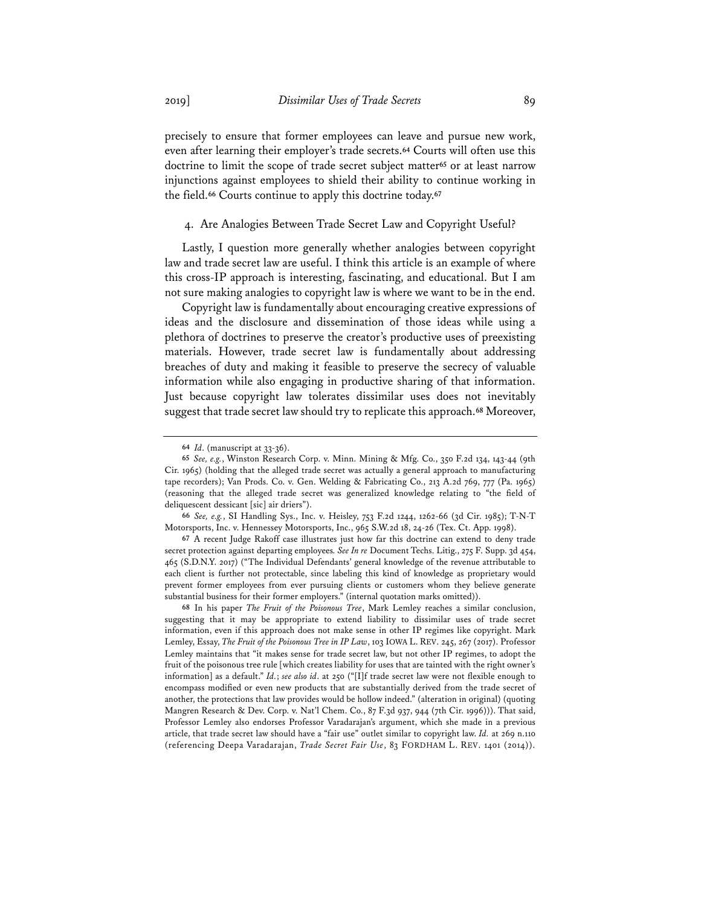precisely to ensure that former employees can leave and pursue new work, even after learning their employer's trade secrets.[64] Courts will often use this doctrine to limit the scope of trade secret subject matter[65] or at least narrow injunctions against employees to shield their ability to continue working in the field.[66] Courts continue to apply this doctrine today.[67]

### 4. Are Analogies Between Trade Secret Law and Copyright Useful?

Lastly, I question more generally whether analogies between copyright law and trade secret law are useful. I think this article is an example of where this cross-IP approach is interesting, fascinating, and educational. But I am not sure making analogies to copyright law is where we want to be in the end.

Copyright law is fundamentally about encouraging creative expressions of ideas and the disclosure and dissemination of those ideas while using a plethora of doctrines to preserve the creator's productive uses of preexisting materials. However, trade secret law is fundamentally about addressing breaches of duty and making it feasible to preserve the secrecy of valuable information while also engaging in productive sharing of that information. Just because copyright law tolerates dissimilar uses does not inevitably suggest that trade secret law should try to replicate this approach.[68] Moreover,

---

[64] *Id*. (manuscript at 33-36).

[65] *See, e.g.*, Winston Research Corp. v. Minn. Mining & Mfg. Co., 350 F.2d 134, 143-44 (9th Cir. 1965) (holding that the alleged trade secret was actually a general approach to manufacturing tape recorders); Van Prods. Co. v. Gen. Welding & Fabricating Co., 213 A.2d 769, 777 (Pa. 1965) (reasoning that the alleged trade secret was generalized knowledge relating to "the field of deliquescent dessicant [sic] air driers").

[66] *See, e.g.*, SI Handling Sys., Inc. v. Heisley, 753 F.2d 1244, 1262-66 (3d Cir. 1985); T-N-T Motorsports, Inc. v. Hennessey Motorsports, Inc., 965 S.W.2d 18, 24-26 (Tex. Ct. App. 1998).

[67] A recent Judge Rakoff case illustrates just how far this doctrine can extend to deny trade secret protection against departing employees. *See In re* Document Techs. Litig., 275 F. Supp. 3d 454, 465 (S.D.N.Y. 2017) ("The Individual Defendants' general knowledge of the revenue attributable to each client is further not protectable, since labeling this kind of knowledge as proprietary would prevent former employees from ever pursuing clients or customers whom they believe generate substantial business for their former employers." (internal quotation marks omitted)).

[68] In his paper *The Fruit of the Poisonous Tree*, Mark Lemley reaches a similar conclusion, suggesting that it may be appropriate to extend liability to dissimilar uses of trade secret information, even if this approach does not make sense in other IP regimes like copyright. Mark Lemley, Essay, *The Fruit of the Poisonous Tree in IP Law*, 103 IOWA L. REV. 245, 267 (2017). Professor Lemley maintains that "it makes sense for trade secret law, but not other IP regimes, to adopt the fruit of the poisonous tree rule [which creates liability for uses that are tainted with the right owner's information] as a default." *Id.*; *see also id*. at 250 ("[I]f trade secret law were not flexible enough to encompass modified or even new products that are substantially derived from the trade secret of another, the protections that law provides would be hollow indeed." (alteration in original) (quoting Mangren Research & Dev. Corp. v. Nat'l Chem. Co., 87 F.3d 937, 944 (7th Cir. 1996))). That said, Professor Lemley also endorses Professor Varadarajan's argument, which she made in a previous article, that trade secret law should have a "fair use" outlet similar to copyright law. *Id.* at 269 n.110 (referencing Deepa Varadarajan, *Trade Secret Fair Use*, 83 FORDHAM L. REV. 1401 (2014)).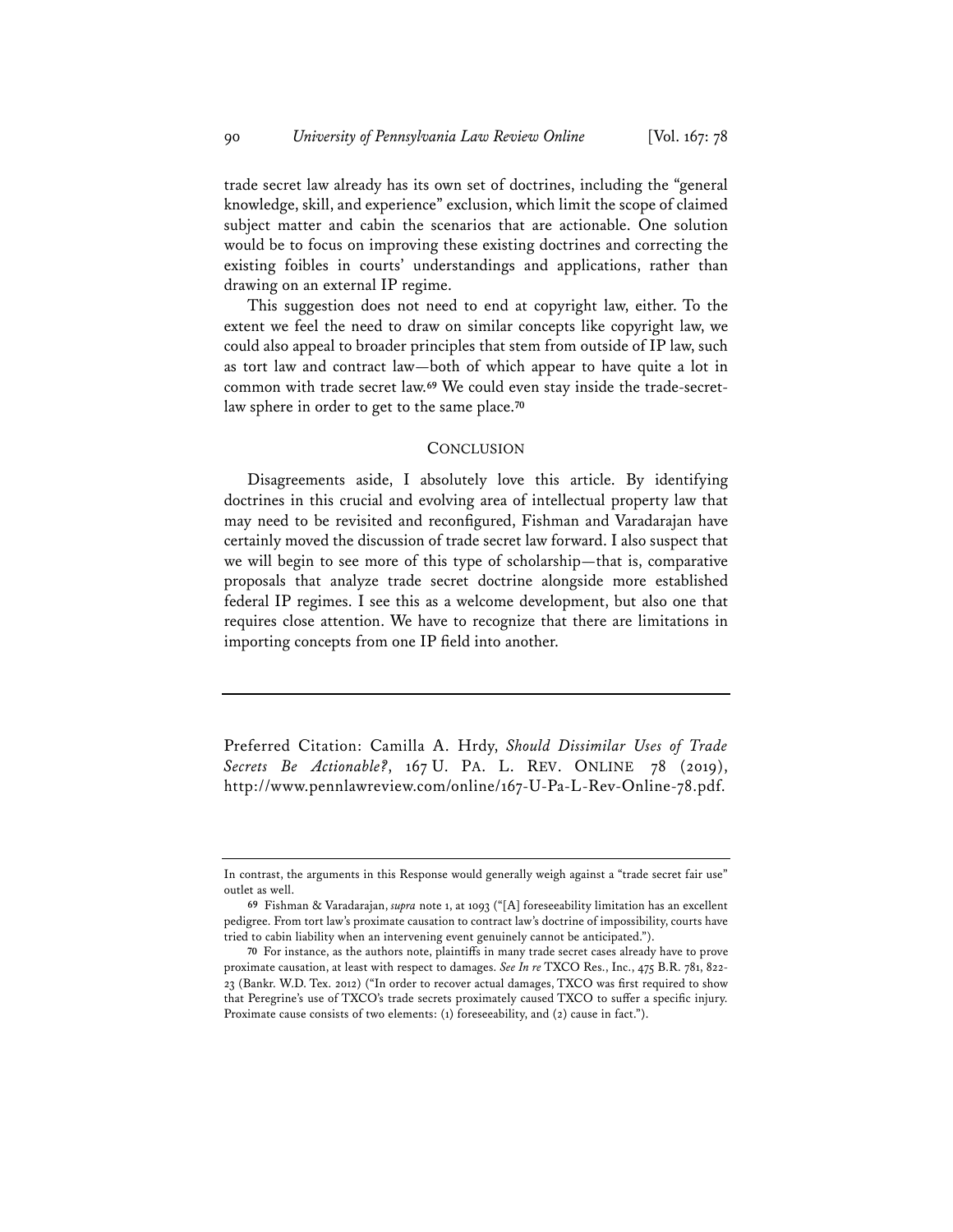trade secret law already has its own set of doctrines, including the "general knowledge, skill, and experience" exclusion, which limit the scope of claimed subject matter and cabin the scenarios that are actionable. One solution would be to focus on improving these existing doctrines and correcting the existing foibles in courts' understandings and applications, rather than drawing on an external IP regime.

This suggestion does not need to end at copyright law, either. To the extent we feel the need to draw on similar concepts like copyright law, we could also appeal to broader principles that stem from outside of IP law, such as tort law and contract law—both of which appear to have quite a lot in common with trade secret law.[69] We could even stay inside the trade-secret-law sphere in order to get to the same place.[70]

## CONCLUSION

Disagreements aside, I absolutely love this article. By identifying doctrines in this crucial and evolving area of intellectual property law that may need to be revisited and reconfigured, Fishman and Varadarajan have certainly moved the discussion of trade secret law forward. I also suspect that we will begin to see more of this type of scholarship—that is, comparative proposals that analyze trade secret doctrine alongside more established federal IP regimes. I see this as a welcome development, but also one that requires close attention. We have to recognize that there are limitations in importing concepts from one IP field into another.

---

Preferred Citation: Camilla A. Hrdy, *Should Dissimilar Uses of Trade Secrets Be Actionable?*, 167 U. PA. L. REV. ONLINE 78 (2019), http://www.pennlawreview.com/online/167-U-Pa-L-Rev-Online-78.pdf.

---

In contrast, the arguments in this Response would generally weigh against a "trade secret fair use" outlet as well.

69 Fishman & Varadarajan, *supra* note 1, at 1093 ("[A] foreseeability limitation has an excellent pedigree. From tort law's proximate causation to contract law's doctrine of impossibility, courts have tried to cabin liability when an intervening event genuinely cannot be anticipated.").

70 For instance, as the authors note, plaintiffs in many trade secret cases already have to prove proximate causation, at least with respect to damages. *See In re* TXCO Res., Inc., 475 B.R. 781, 822-23 (Bankr. W.D. Tex. 2012) ("In order to recover actual damages, TXCO was first required to show that Peregrine's use of TXCO's trade secrets proximately caused TXCO to suffer a specific injury. Proximate cause consists of two elements: (1) foreseeability, and (2) cause in fact.").